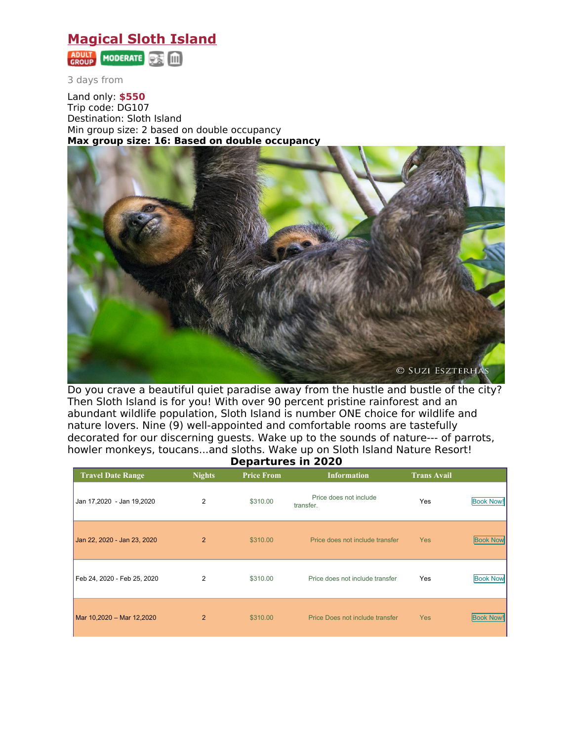# Magical Sloth Island

ADULT GROUP MODERATE

3 days from

Land only: **$550**
Trip code: DG107
Destination: Sloth Island
Min group size: 2 based on double occupancy
**Max group size: 16: Based on double occupancy**

Do you crave a beautiful quiet paradise away from the hustle and bustle of the city? Then Sloth Island is for you! With over 90 percent pristine rainforest and an abundant wildlife population, Sloth Island is number ONE choice for wildlife and nature lovers. Nine (9) well-appointed and comfortable rooms are tastefully decorated for our discerning guests. Wake up to the sounds of nature--- of parrots, howler monkeys, toucans...and sloths. Wake up on Sloth Island Nature Resort!

**Departures in 2020**

| Travel Date Range | Nights | Price From | Information | Trans Avail | |
|---|---|---|---|---|---|
| Jan 17,2020 - Jan 19,2020 | 2 | $310.00 | Price does not include transfer. | Yes | Book Now! |
| Jan 22, 2020 - Jan 23, 2020 | 2 | $310.00 | Price does not include transfer | Yes | Book Now |
| Feb 24, 2020 - Feb 25, 2020 | 2 | $310.00 | Price does not include transfer | Yes | Book Now |
| Mar 10,2020 – Mar 12,2020 | 2 | $310.00 | Price Does not include transfer | Yes | Book Now! |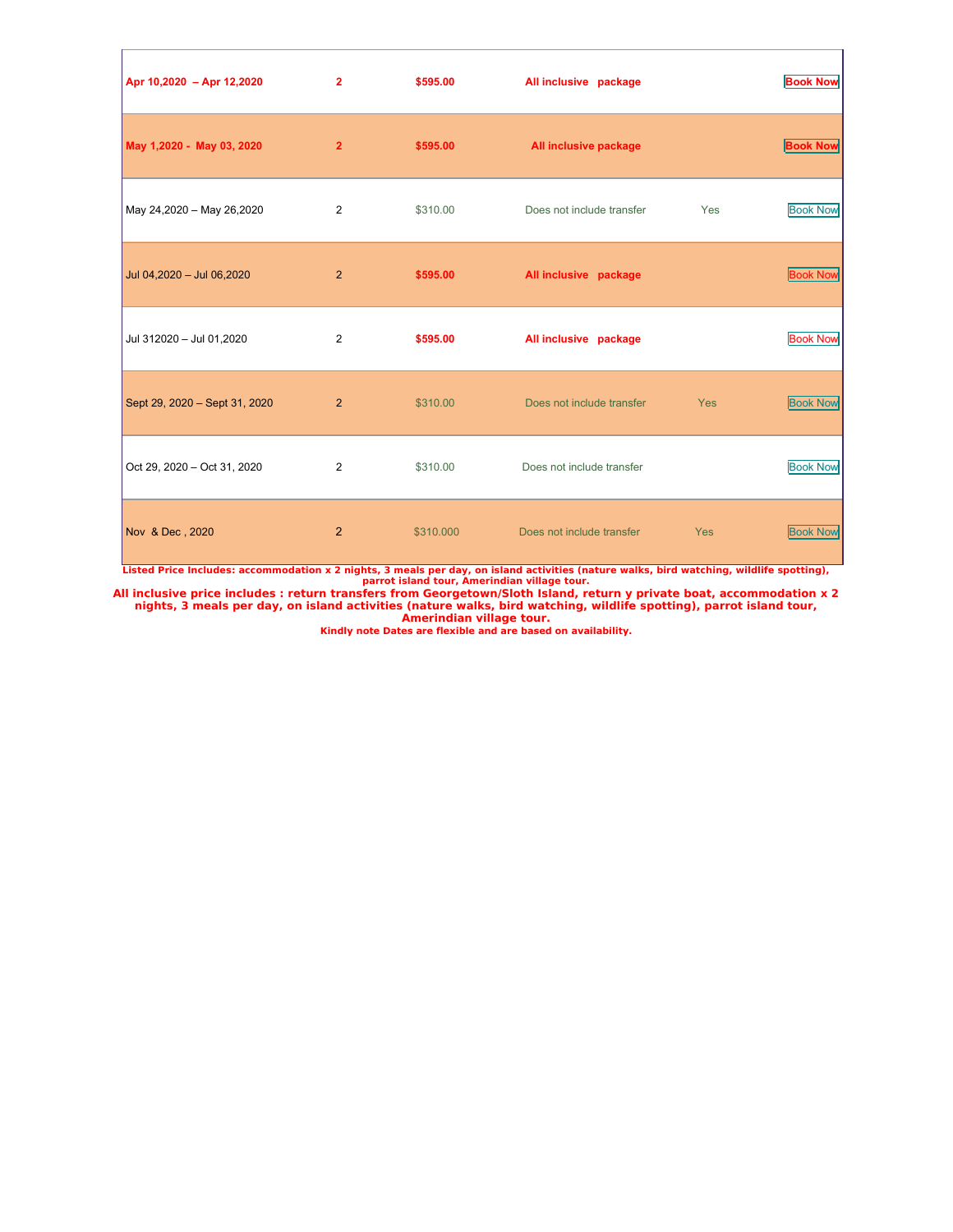| | | | | | |
|---|---|---|---|---|---|
| **Apr 10,2020 – Apr 12,2020** | **2** | **$595.00** | **All inclusive package** | | **Book Now** |
| **May 1,2020 - May 03, 2020** | **2** | **$595.00** | **All inclusive package** | | **Book Now** |
| May 24,2020 – May 26,2020 | 2 | $310.00 | Does not include transfer | Yes | Book Now |
| Jul 04,2020 – Jul 06,2020 | 2 | **$595.00** | **All inclusive package** | | Book Now |
| Jul 312020 – Jul 01,2020 | 2 | **$595.00** | **All inclusive package** | | Book Now |
| Sept 29, 2020 – Sept 31, 2020 | 2 | $310.00 | Does not include transfer | Yes | Book Now |
| Oct 29, 2020 – Oct 31, 2020 | 2 | $310.00 | Does not include transfer | | Book Now |
| Nov & Dec , 2020 | 2 | $310.000 | Does not include transfer | Yes | Book Now |

**Listed Price Includes: accommodation x 2 nights, 3 meals per day, on island activities (nature walks, bird watching, wildlife spotting), parrot island tour, Amerindian village tour.**

**All inclusive price includes : return transfers from Georgetown/Sloth Island, return y private boat, accommodation x 2 nights, 3 meals per day, on island activities (nature walks, bird watching, wildlife spotting), parrot island tour, Amerindian village tour.**

**Kindly note Dates are flexible and are based on availability.**